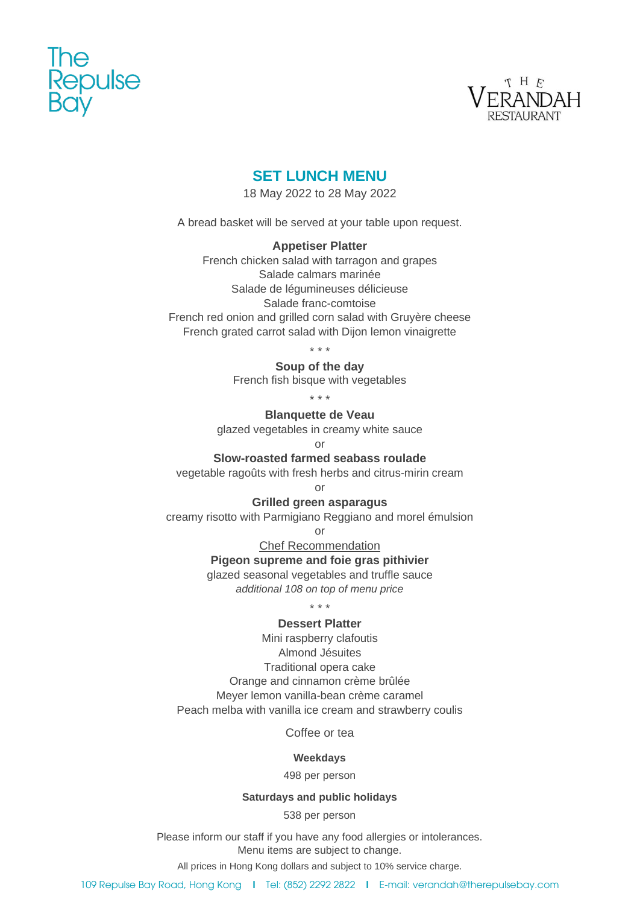The Repulse Bay

THE VERANDAH RESTAURANT

## SET LUNCH MENU

18 May 2022 to 28 May 2022

A bread basket will be served at your table upon request.

**Appetiser Platter**

French chicken salad with tarragon and grapes
Salade calmars marinée
Salade de légumineuses délicieuse
Salade franc-comtoise
French red onion and grilled corn salad with Gruyère cheese
French grated carrot salad with Dijon lemon vinaigrette

* * *

**Soup of the day**

French fish bisque with vegetables

* * *

**Blanquette de Veau**

glazed vegetables in creamy white sauce

or

**Slow-roasted farmed seabass roulade**

vegetable ragoûts with fresh herbs and citrus-mirin cream

or

**Grilled green asparagus**

creamy risotto with Parmigiano Reggiano and morel émulsion

or

<u>Chef Recommendation</u>

**Pigeon supreme and foie gras pithivier**

glazed seasonal vegetables and truffle sauce

*additional 108 on top of menu price*

* * *

**Dessert Platter**

Mini raspberry clafoutis
Almond Jésuites
Traditional opera cake
Orange and cinnamon crème brûlée
Meyer lemon vanilla-bean crème caramel
Peach melba with vanilla ice cream and strawberry coulis

Coffee or tea

**Weekdays**

498 per person

**Saturdays and public holidays**

538 per person

Please inform our staff if you have any food allergies or intolerances.
Menu items are subject to change.

All prices in Hong Kong dollars and subject to 10% service charge.

109 Repulse Bay Road, Hong Kong | Tel: (852) 2292 2822 | E-mail: verandah@therepulsebay.com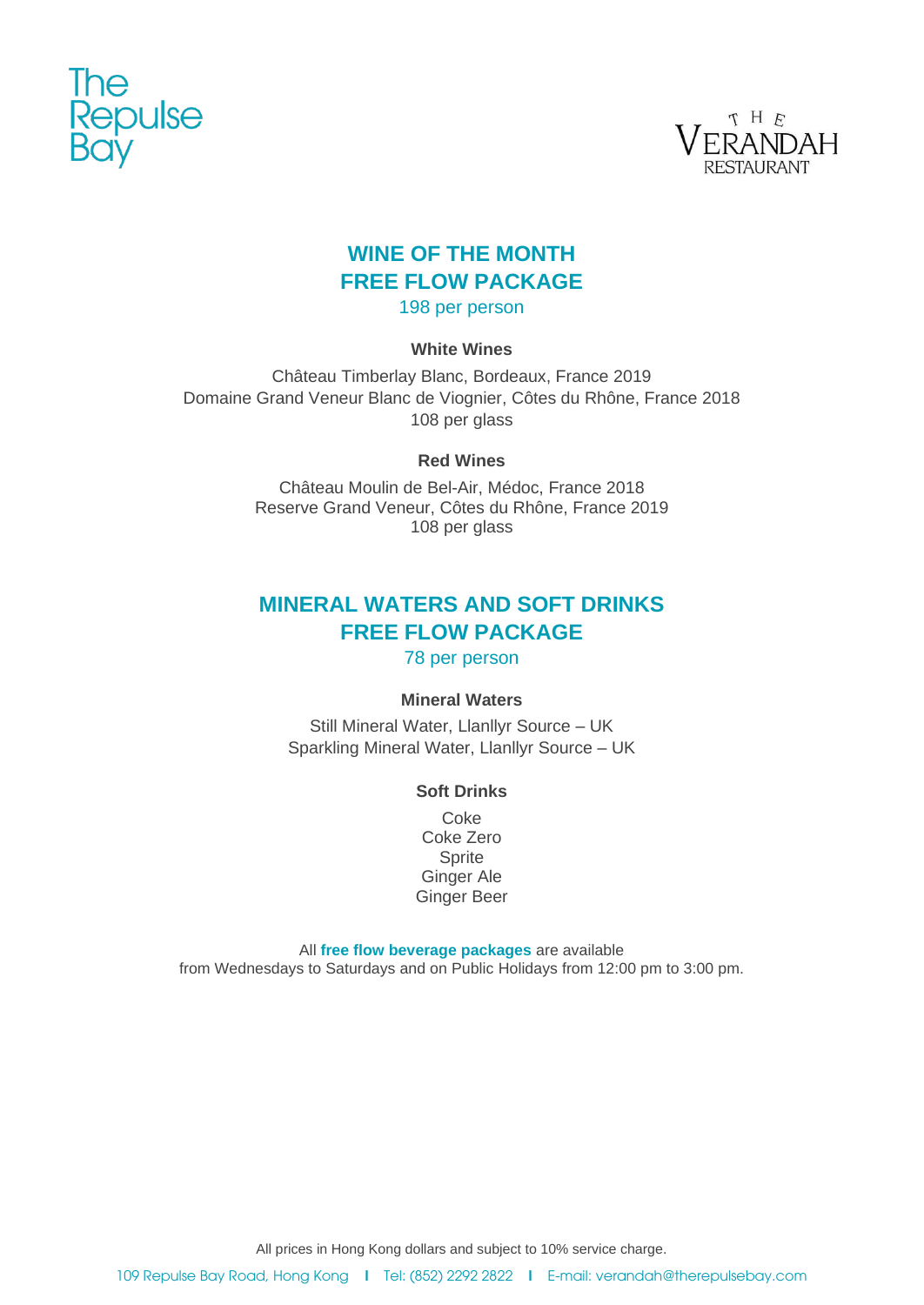The Repulse Bay

THE VERANDAH RESTAURANT

## WINE OF THE MONTH FREE FLOW PACKAGE

198 per person

**White Wines**

Château Timberlay Blanc, Bordeaux, France 2019
Domaine Grand Veneur Blanc de Viognier, Côtes du Rhône, France 2018
108 per glass

**Red Wines**

Château Moulin de Bel-Air, Médoc, France 2018
Reserve Grand Veneur, Côtes du Rhône, France 2019
108 per glass

## MINERAL WATERS AND SOFT DRINKS FREE FLOW PACKAGE

78 per person

**Mineral Waters**

Still Mineral Water, Llanllyr Source – UK
Sparkling Mineral Water, Llanllyr Source – UK

**Soft Drinks**

Coke
Coke Zero
Sprite
Ginger Ale
Ginger Beer

All **free flow beverage packages** are available from Wednesdays to Saturdays and on Public Holidays from 12:00 pm to 3:00 pm.

All prices in Hong Kong dollars and subject to 10% service charge.

109 Repulse Bay Road, Hong Kong | Tel: (852) 2292 2822 | E-mail: verandah@therepulsebay.com